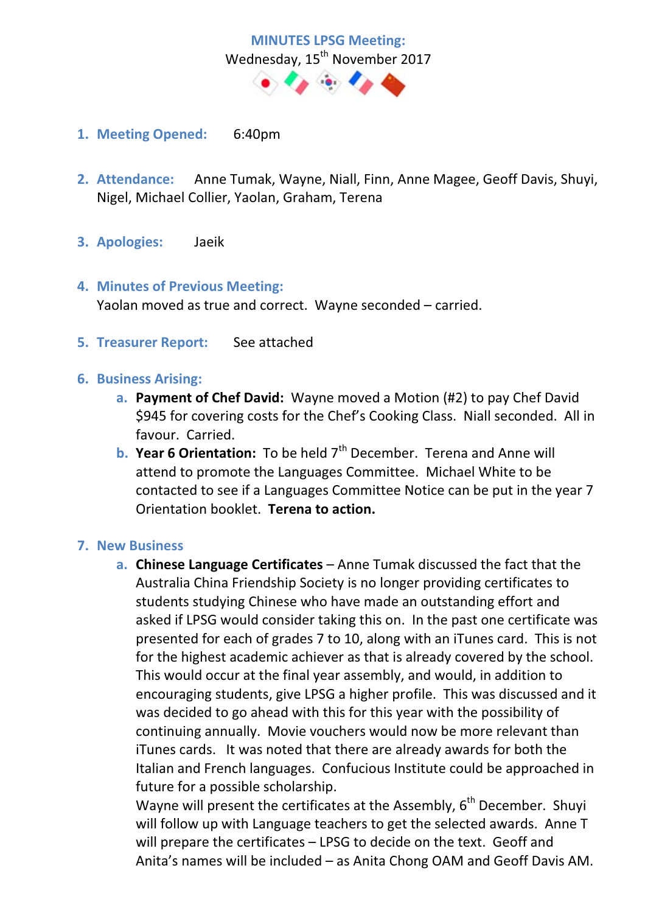# MINUTES LPSG Meeting:

Wednesday, 15th November 2017

1. **Meeting Opened:** 6:40pm

2. **Attendance:** Anne Tumak, Wayne, Niall, Finn, Anne Magee, Geoff Davis, Shuyi, Nigel, Michael Collier, Yaolan, Graham, Terena

3. **Apologies:** Jaeik

4. **Minutes of Previous Meeting:**
   Yaolan moved as true and correct. Wayne seconded – carried.

5. **Treasurer Report:** See attached

6. **Business Arising:**
   a. **Payment of Chef David:** Wayne moved a Motion (#2) to pay Chef David $945 for covering costs for the Chef's Cooking Class. Niall seconded. All in favour. Carried.
   b. **Year 6 Orientation:** To be held 7th December. Terena and Anne will attend to promote the Languages Committee. Michael White to be contacted to see if a Languages Committee Notice can be put in the year 7 Orientation booklet. **Terena to action.**

7. **New Business**
   a. **Chinese Language Certificates** – Anne Tumak discussed the fact that the Australia China Friendship Society is no longer providing certificates to students studying Chinese who have made an outstanding effort and asked if LPSG would consider taking this on. In the past one certificate was presented for each of grades 7 to 10, along with an iTunes card. This is not for the highest academic achiever as that is already covered by the school. This would occur at the final year assembly, and would, in addition to encouraging students, give LPSG a higher profile. This was discussed and it was decided to go ahead with this for this year with the possibility of continuing annually. Movie vouchers would now be more relevant than iTunes cards. It was noted that there are already awards for both the Italian and French languages. Confucious Institute could be approached in future for a possible scholarship.
   Wayne will present the certificates at the Assembly, 6th December. Shuyi will follow up with Language teachers to get the selected awards. Anne T will prepare the certificates – LPSG to decide on the text. Geoff and Anita's names will be included – as Anita Chong OAM and Geoff Davis AM.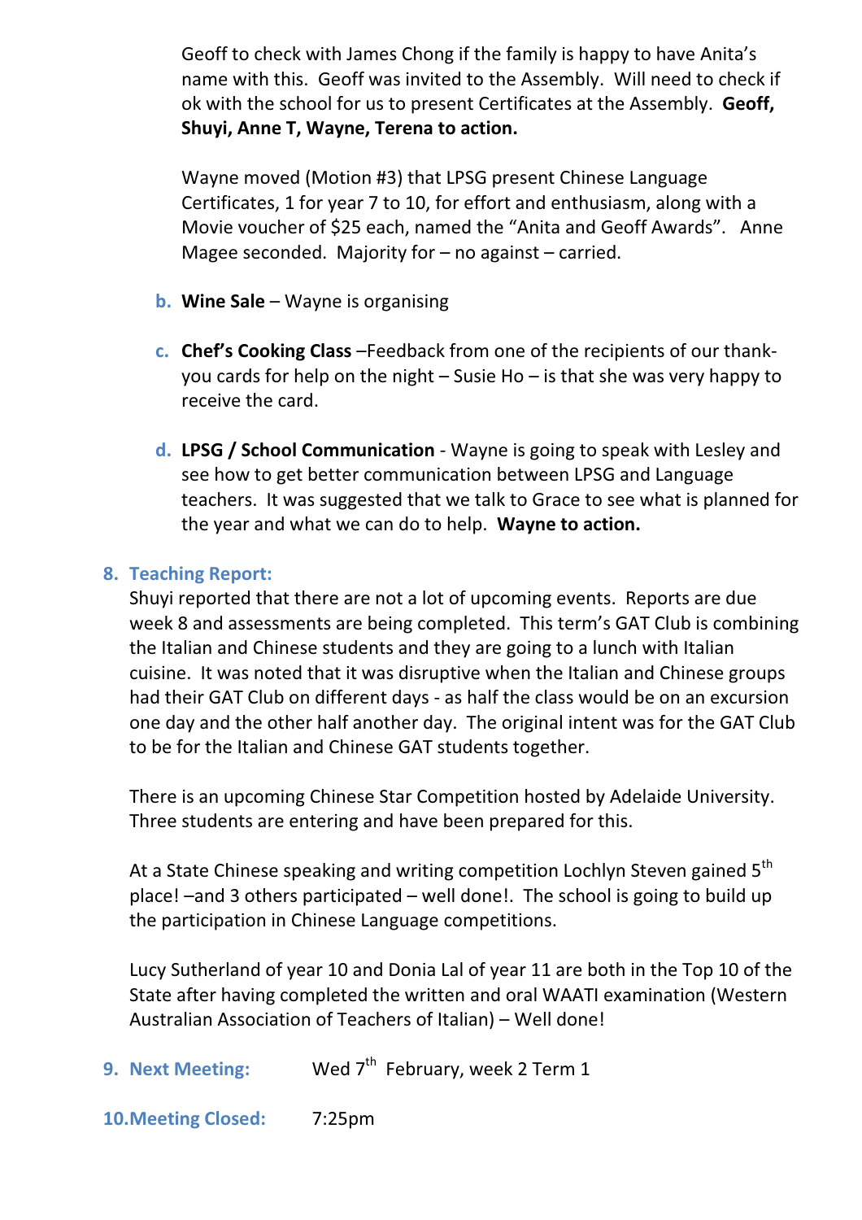Geoff to check with James Chong if the family is happy to have Anita's name with this. Geoff was invited to the Assembly. Will need to check if ok with the school for us to present Certificates at the Assembly. **Geoff, Shuyi, Anne T, Wayne, Terena to action.**

Wayne moved (Motion #3) that LPSG present Chinese Language Certificates, 1 for year 7 to 10, for effort and enthusiasm, along with a Movie voucher of $25 each, named the "Anita and Geoff Awards". Anne Magee seconded. Majority for – no against – carried.

b. **Wine Sale** – Wayne is organising

c. **Chef's Cooking Class** –Feedback from one of the recipients of our thank-you cards for help on the night – Susie Ho – is that she was very happy to receive the card.

d. **LPSG / School Communication** - Wayne is going to speak with Lesley and see how to get better communication between LPSG and Language teachers. It was suggested that we talk to Grace to see what is planned for the year and what we can do to help. **Wayne to action.**

## 8. Teaching Report:

Shuyi reported that there are not a lot of upcoming events. Reports are due week 8 and assessments are being completed. This term's GAT Club is combining the Italian and Chinese students and they are going to a lunch with Italian cuisine. It was noted that it was disruptive when the Italian and Chinese groups had their GAT Club on different days - as half the class would be on an excursion one day and the other half another day. The original intent was for the GAT Club to be for the Italian and Chinese GAT students together.

There is an upcoming Chinese Star Competition hosted by Adelaide University. Three students are entering and have been prepared for this.

At a State Chinese speaking and writing competition Lochlyn Steven gained 5th place! –and 3 others participated – well done!. The school is going to build up the participation in Chinese Language competitions.

Lucy Sutherland of year 10 and Donia Lal of year 11 are both in the Top 10 of the State after having completed the written and oral WAATI examination (Western Australian Association of Teachers of Italian) – Well done!

## 9. Next Meeting: Wed 7th February, week 2 Term 1

## 10. Meeting Closed: 7:25pm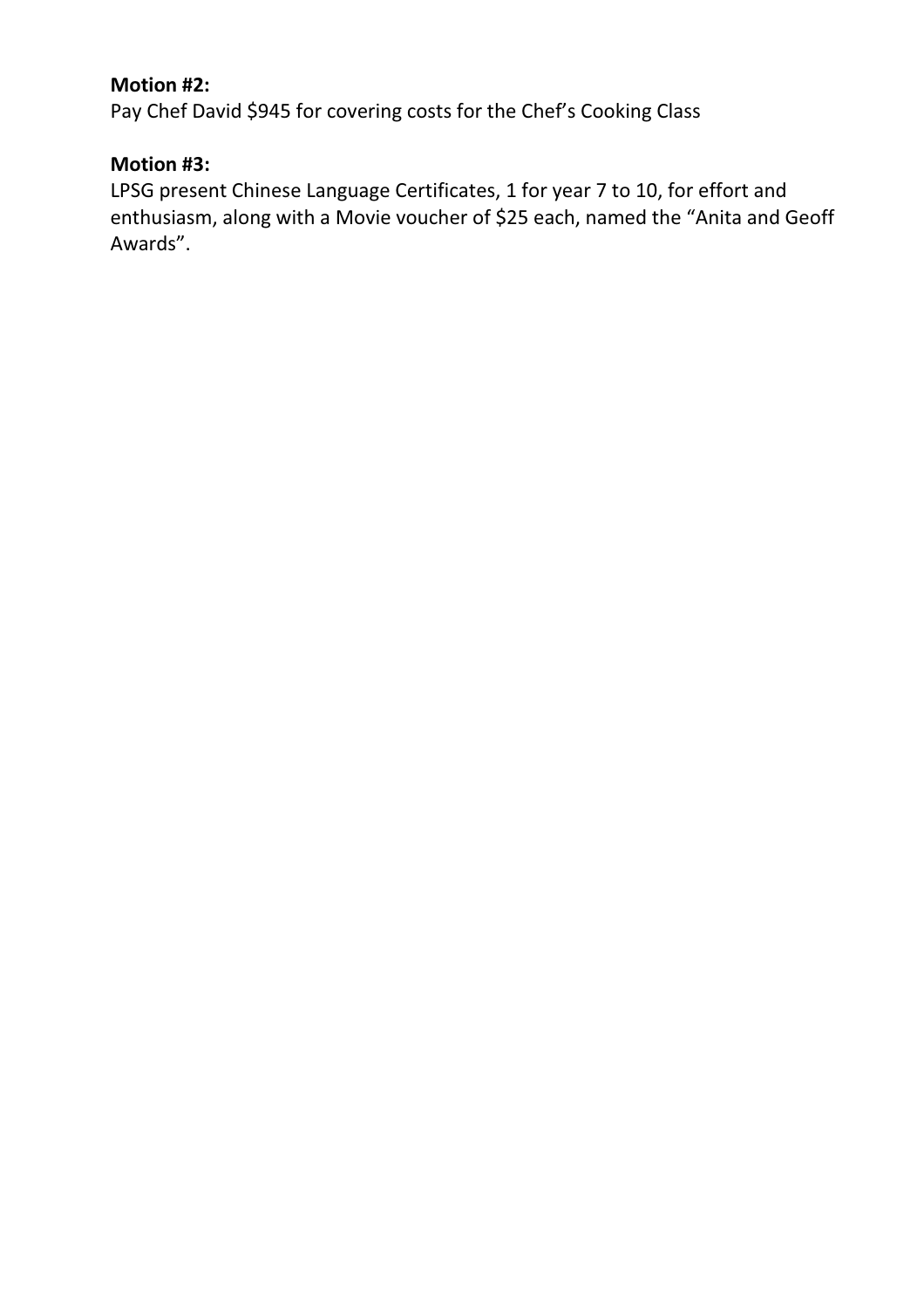**Motion #2:**

Pay Chef David $945 for covering costs for the Chef's Cooking Class

**Motion #3:**

LPSG present Chinese Language Certificates, 1 for year 7 to 10, for effort and enthusiasm, along with a Movie voucher of $25 each, named the "Anita and Geoff Awards".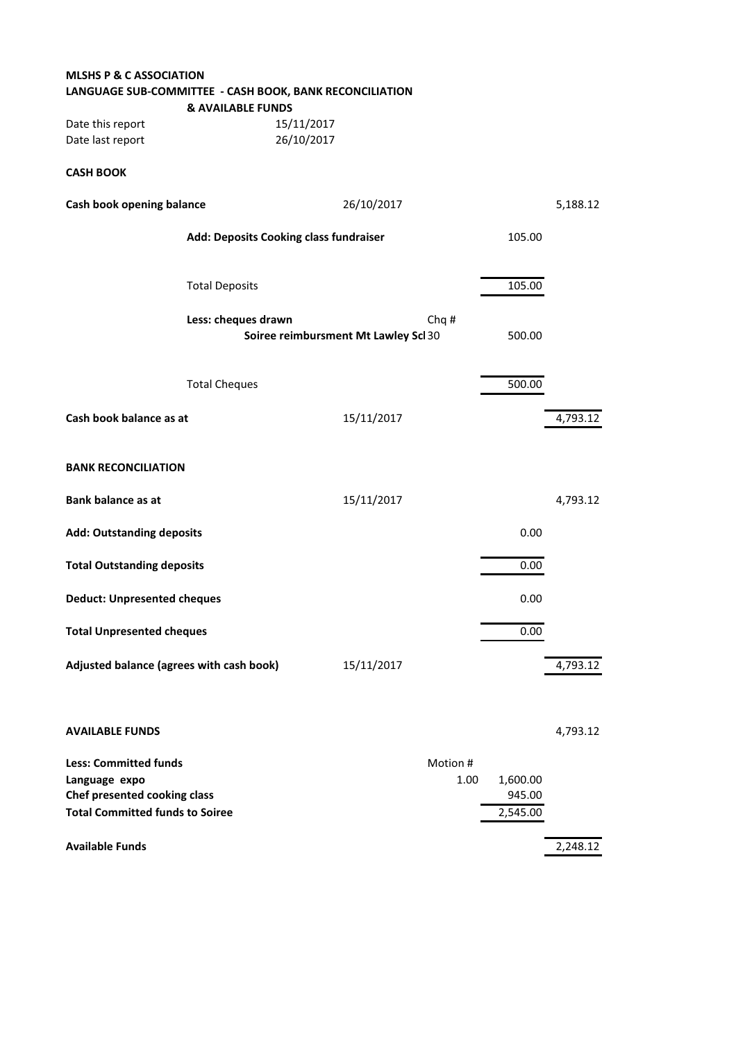**MLSHS P & C ASSOCIATION**

**LANGUAGE SUB-COMMITTEE - CASH BOOK, BANK RECONCILIATION & AVAILABLE FUNDS**

| | |
|---|---|
| Date this report | 15/11/2017 |
| Date last report | 26/10/2017 |

**CASH BOOK**

| | | | | |
|---|---|---|---|---|
| **Cash book opening balance** | 26/10/2017 | | | 5,188.12 |
| **Add: Deposits Cooking class fundraiser** | | | 105.00 | |
| Total Deposits | | | 105.00 | |
| **Less: cheques drawn** | | Chq # | | |
| **Soiree reimbursment Mt Lawley Scl** | | 30 | 500.00 | |
| Total Cheques | | | 500.00 | |
| **Cash book balance as at** | 15/11/2017 | | | 4,793.12 |

**BANK RECONCILIATION**

| | | | |
|---|---|---|---|
| **Bank balance as at** | 15/11/2017 | | 4,793.12 |
| **Add: Outstanding deposits** | | 0.00 | |
| **Total Outstanding deposits** | | 0.00 | |
| **Deduct: Unpresented cheques** | | 0.00 | |
| **Total Unpresented cheques** | | 0.00 | |
| **Adjusted balance (agrees with cash book)** | 15/11/2017 | | 4,793.12 |

**AVAILABLE FUNDS**

| | | | |
|---|---|---|---|
| **AVAILABLE FUNDS** | | | 4,793.12 |
| **Less: Committed funds** | Motion # | | |
| **Language expo** | 1.00 | 1,600.00 | |
| **Chef presented cooking class** | | 945.00 | |
| **Total Committed funds to Soiree** | | 2,545.00 | |
| **Available Funds** | | | 2,248.12 |